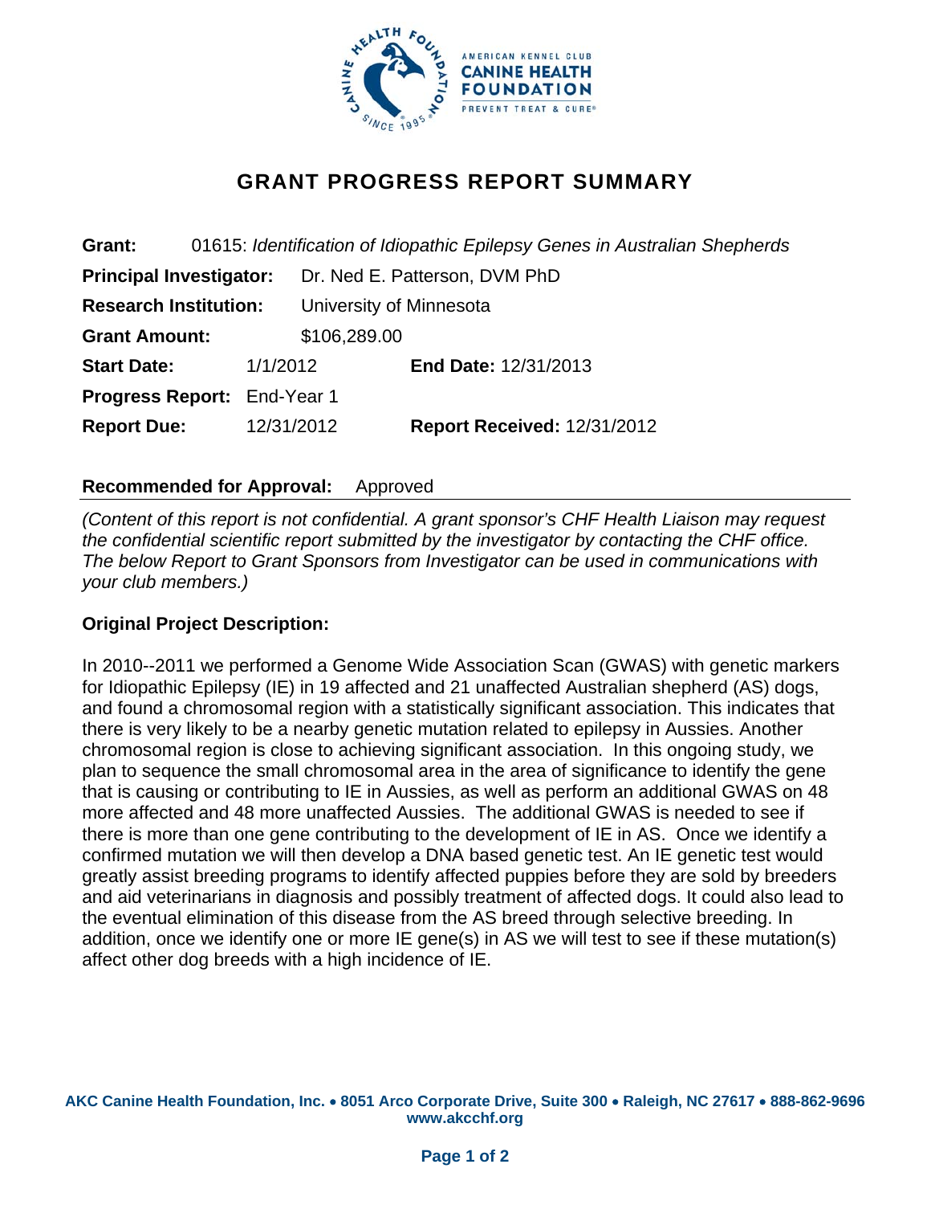# GRANT PROGRESS REPORT SUMMARY

**Grant:** 01615: *Identification of Idiopathic Epilepsy Genes in Australian Shepherds*

**Principal Investigator:** Dr. Ned E. Patterson, DVM PhD

**Research Institution:** University of Minnesota

**Grant Amount:** $106,289.00

**Start Date:** 1/1/2012 **End Date:** 12/31/2013

**Progress Report:** End-Year 1

**Report Due:** 12/31/2012 **Report Received:** 12/31/2012

**Recommended for Approval:** Approved

*(Content of this report is not confidential. A grant sponsor's CHF Health Liaison may request the confidential scientific report submitted by the investigator by contacting the CHF office. The below Report to Grant Sponsors from Investigator can be used in communications with your club members.)*

**Original Project Description:**

In 2010--2011 we performed a Genome Wide Association Scan (GWAS) with genetic markers for Idiopathic Epilepsy (IE) in 19 affected and 21 unaffected Australian shepherd (AS) dogs, and found a chromosomal region with a statistically significant association. This indicates that there is very likely to be a nearby genetic mutation related to epilepsy in Aussies. Another chromosomal region is close to achieving significant association. In this ongoing study, we plan to sequence the small chromosomal area in the area of significance to identify the gene that is causing or contributing to IE in Aussies, as well as perform an additional GWAS on 48 more affected and 48 more unaffected Aussies. The additional GWAS is needed to see if there is more than one gene contributing to the development of IE in AS. Once we identify a confirmed mutation we will then develop a DNA based genetic test. An IE genetic test would greatly assist breeding programs to identify affected puppies before they are sold by breeders and aid veterinarians in diagnosis and possibly treatment of affected dogs. It could also lead to the eventual elimination of this disease from the AS breed through selective breeding. In addition, once we identify one or more IE gene(s) in AS we will test to see if these mutation(s) affect other dog breeds with a high incidence of IE.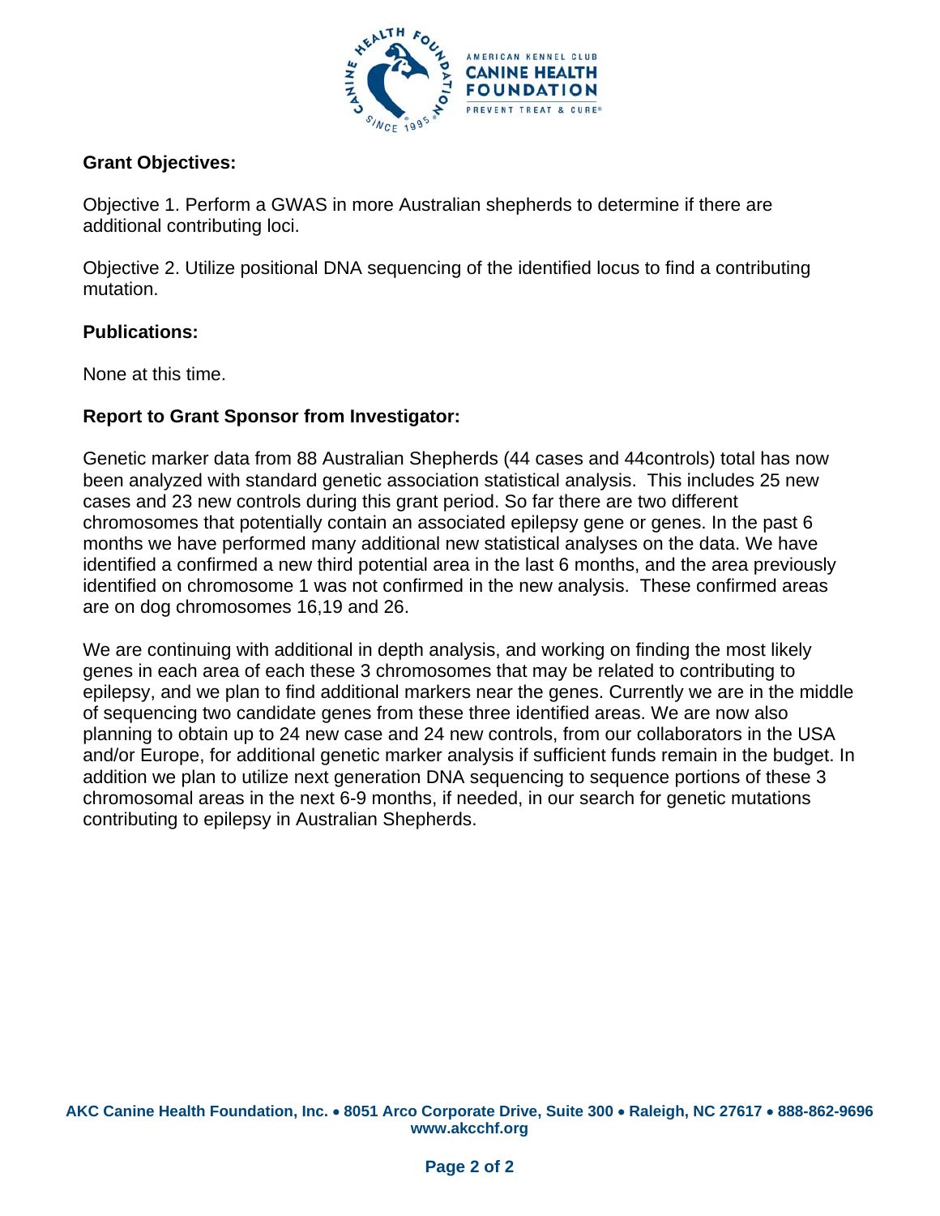**Grant Objectives:**

Objective 1. Perform a GWAS in more Australian shepherds to determine if there are additional contributing loci.

Objective 2. Utilize positional DNA sequencing of the identified locus to find a contributing mutation.

**Publications:**

None at this time.

**Report to Grant Sponsor from Investigator:**

Genetic marker data from 88 Australian Shepherds (44 cases and 44controls) total has now been analyzed with standard genetic association statistical analysis. This includes 25 new cases and 23 new controls during this grant period. So far there are two different chromosomes that potentially contain an associated epilepsy gene or genes. In the past 6 months we have performed many additional new statistical analyses on the data. We have identified a confirmed a new third potential area in the last 6 months, and the area previously identified on chromosome 1 was not confirmed in the new analysis. These confirmed areas are on dog chromosomes 16,19 and 26.

We are continuing with additional in depth analysis, and working on finding the most likely genes in each area of each these 3 chromosomes that may be related to contributing to epilepsy, and we plan to find additional markers near the genes. Currently we are in the middle of sequencing two candidate genes from these three identified areas. We are now also planning to obtain up to 24 new case and 24 new controls, from our collaborators in the USA and/or Europe, for additional genetic marker analysis if sufficient funds remain in the budget. In addition we plan to utilize next generation DNA sequencing to sequence portions of these 3 chromosomal areas in the next 6-9 months, if needed, in our search for genetic mutations contributing to epilepsy in Australian Shepherds.

**AKC Canine Health Foundation, Inc. • 8051 Arco Corporate Drive, Suite 300 • Raleigh, NC 27617 • 888-862-9696**
**www.akcchf.org**